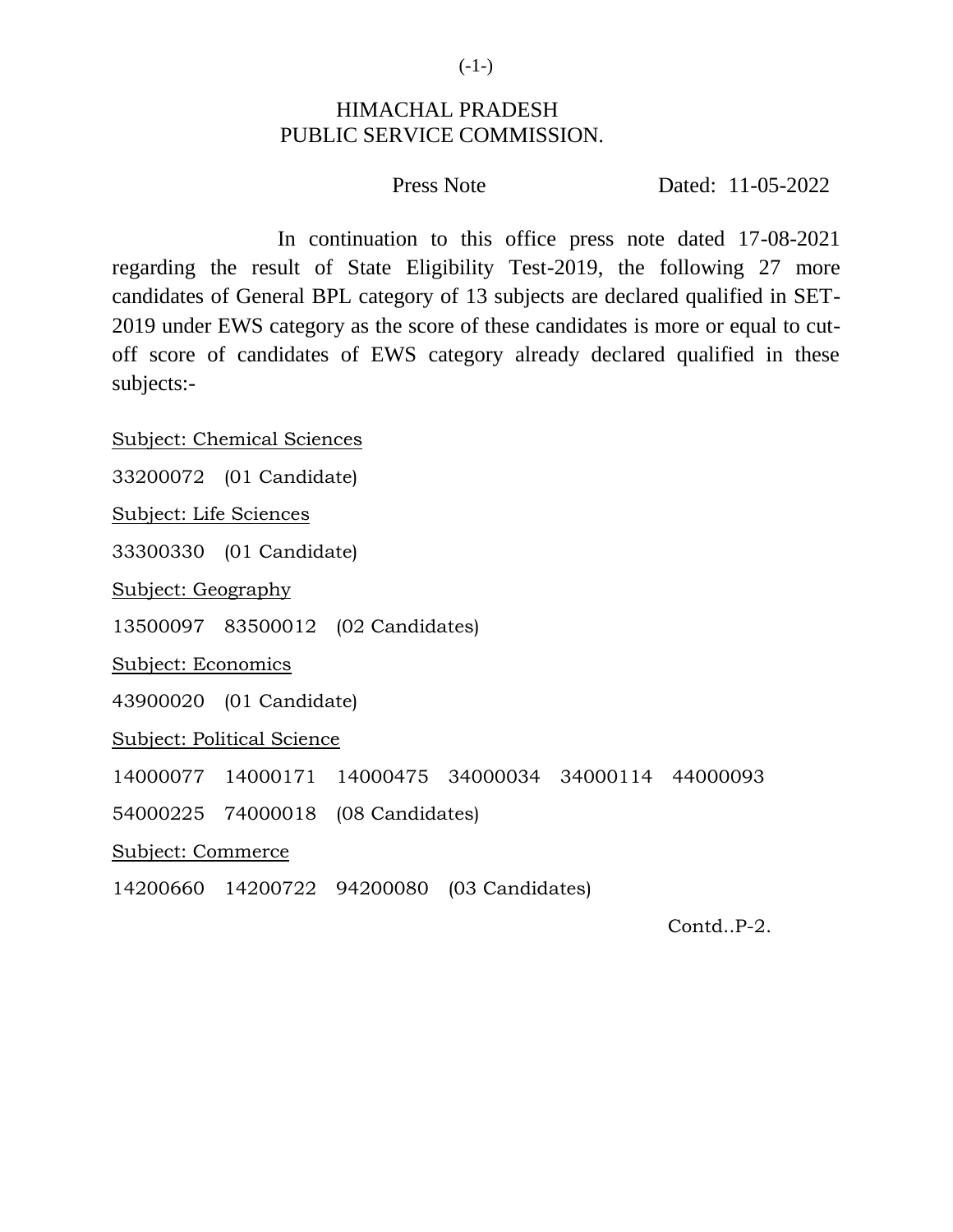# HIMACHAL PRADESH
# PUBLIC SERVICE COMMISSION.

Press Note Dated: 11-05-2022

In continuation to this office press note dated 17-08-2021 regarding the result of State Eligibility Test-2019, the following 27 more candidates of General BPL category of 13 subjects are declared qualified in SET-2019 under EWS category as the score of these candidates is more or equal to cut-off score of candidates of EWS category already declared qualified in these subjects:-

<u>Subject: Chemical Sciences</u>

33200072 (01 Candidate)

<u>Subject: Life Sciences</u>

33300330 (01 Candidate)

<u>Subject: Geography</u>

13500097 83500012 (02 Candidates)

<u>Subject: Economics</u>

43900020 (01 Candidate)

<u>Subject: Political Science</u>

14000077 14000171 14000475 34000034 34000114 44000093

54000225 74000018 (08 Candidates)

<u>Subject: Commerce</u>

14200660 14200722 94200080 (03 Candidates)

Contd..P-2.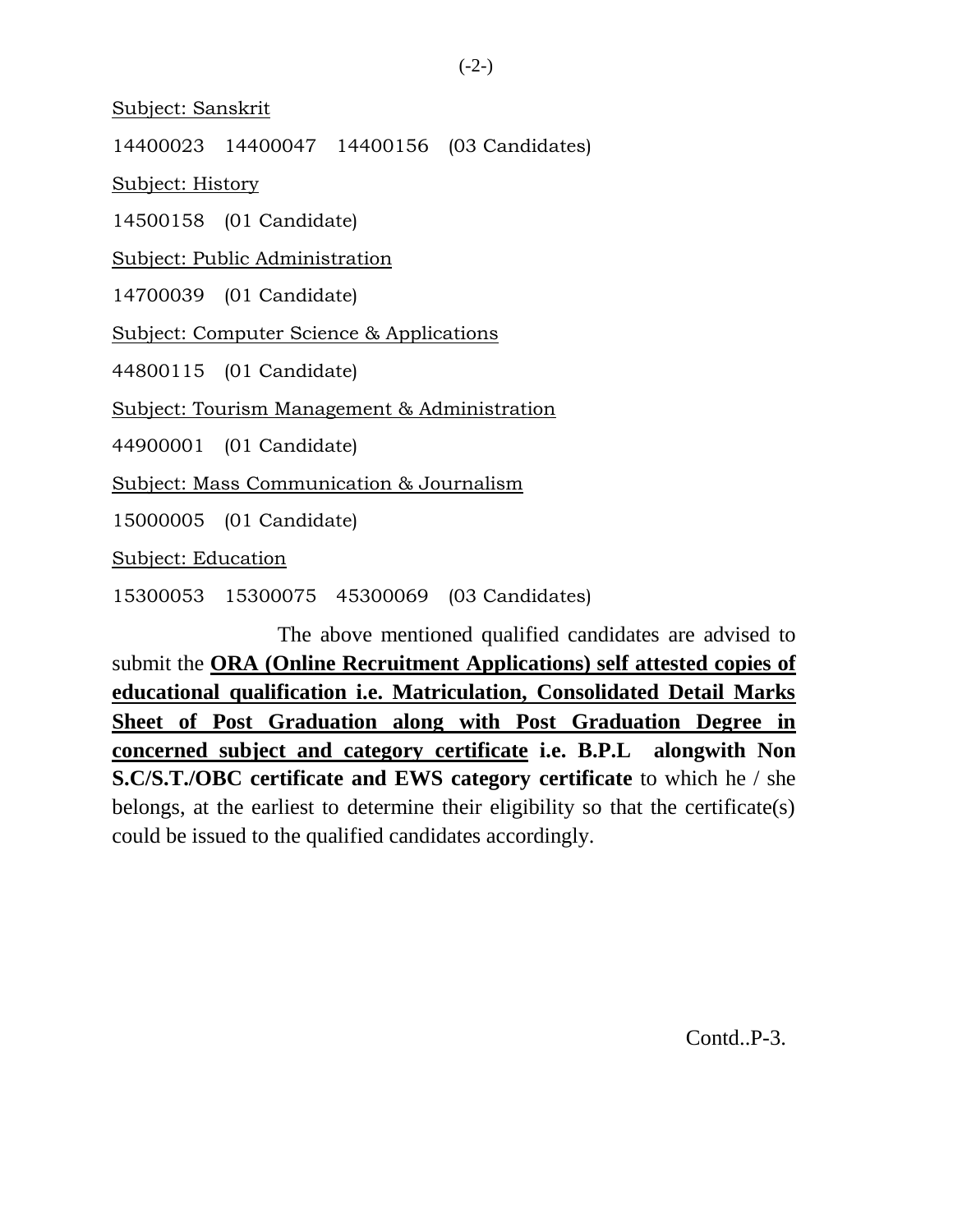Subject: Sanskrit

14400023 14400047 14400156 (03 Candidates)

Subject: History

14500158 (01 Candidate)

Subject: Public Administration

14700039 (01 Candidate)

Subject: Computer Science & Applications

44800115 (01 Candidate)

Subject: Tourism Management & Administration

44900001 (01 Candidate)

Subject: Mass Communication & Journalism

15000005 (01 Candidate)

Subject: Education

15300053 15300075 45300069 (03 Candidates)

The above mentioned qualified candidates are advised to submit the **ORA (Online Recruitment Applications) self attested copies of educational qualification i.e. Matriculation, Consolidated Detail Marks Sheet of Post Graduation along with Post Graduation Degree in concerned subject and category certificate i.e. B.P.L alongwith Non S.C/S.T./OBC certificate and EWS category certificate** to which he / she belongs, at the earliest to determine their eligibility so that the certificate(s) could be issued to the qualified candidates accordingly.

Contd..P-3.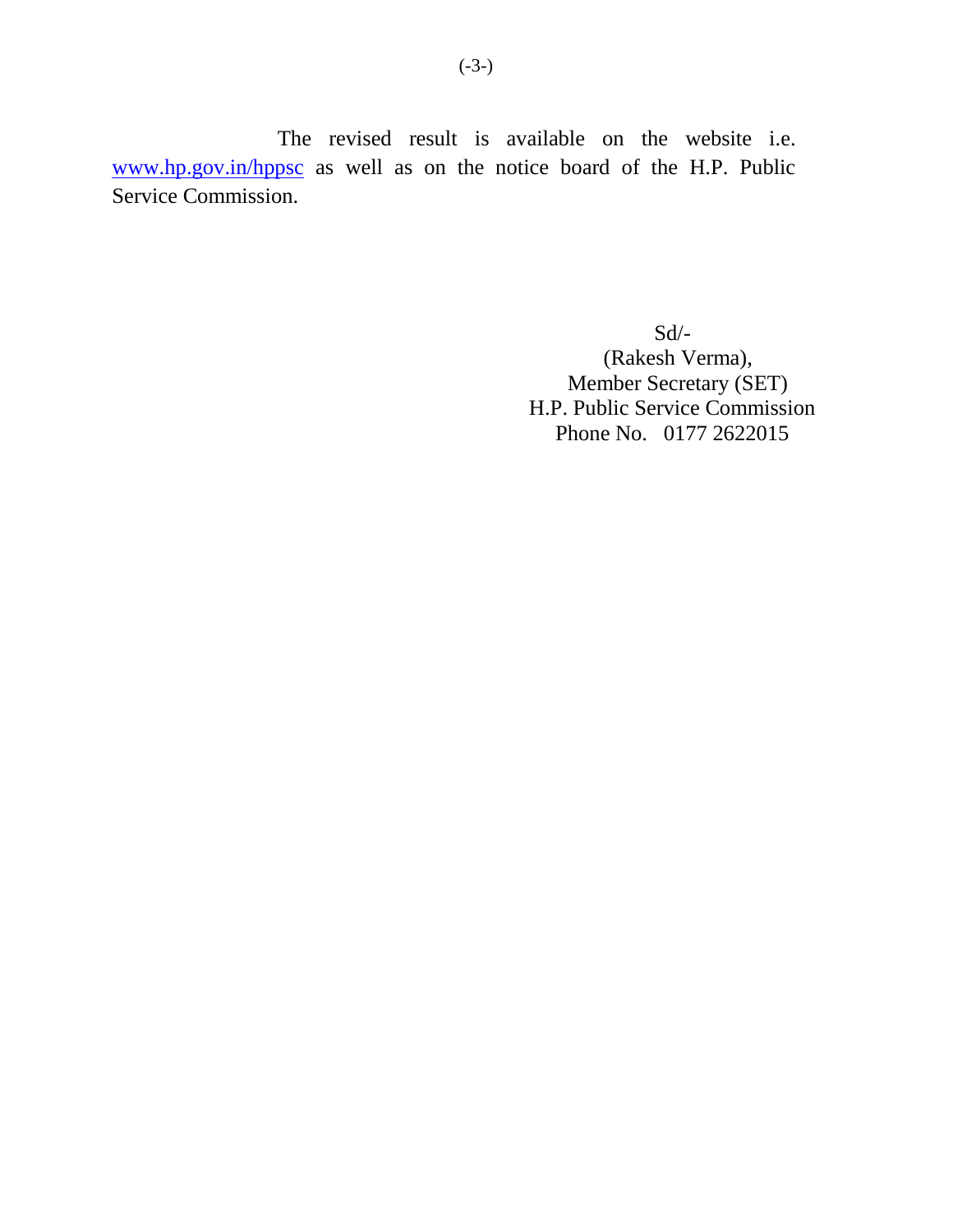The revised result is available on the website i.e. www.hp.gov.in/hppsc as well as on the notice board of the H.P. Public Service Commission.

Sd/-
(Rakesh Verma),
Member Secretary (SET)
H.P. Public Service Commission
Phone No. 0177 2622015